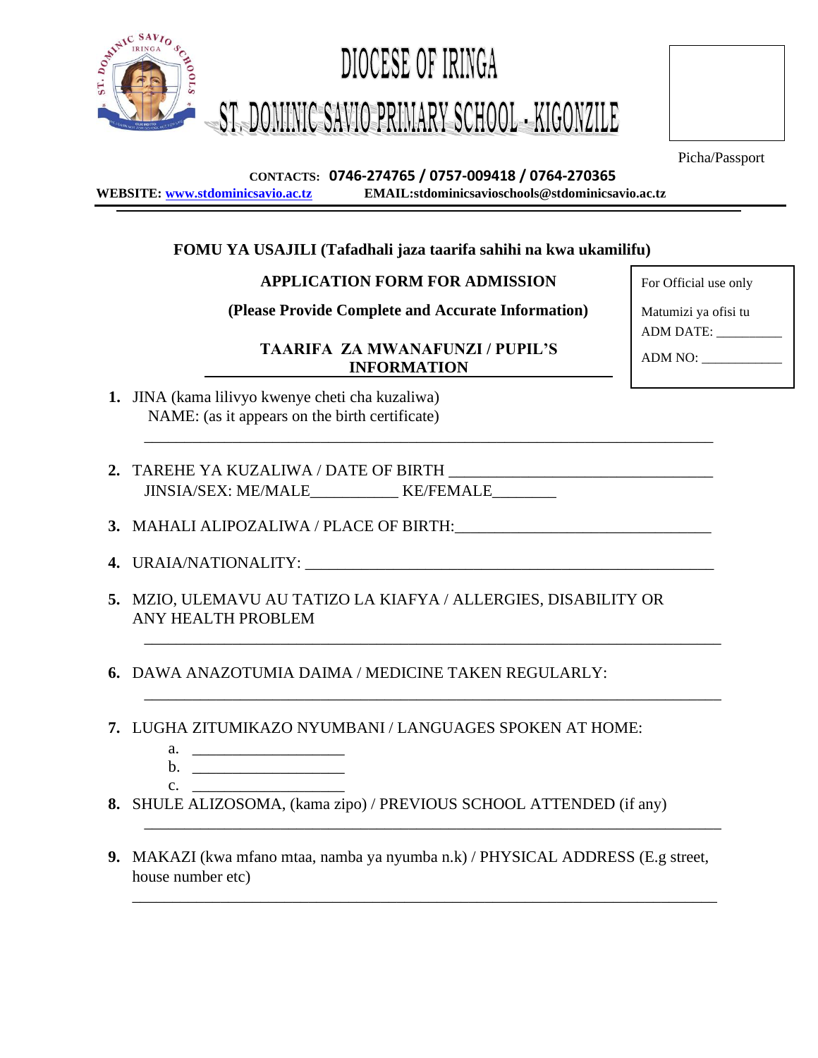# DIOCESE OF IRINGA

## ST. DOMINIC SAVIO PRIMARY SCHOOL - KIGONZILE

Picha/Passport

**CONTACTS:** **0746-274765 / 0757-009418 / 0764-270365**

**WEBSITE:** www.stdominicsavio.ac.tz **EMAIL:stdominicsavioschools@stdominicsavio.ac.tz**

---

**FOMU YA USAJILI (Tafadhali jaza taarifa sahihi na kwa ukamilifu)**

**APPLICATION FORM FOR ADMISSION**

**(Please Provide Complete and Accurate Information)**

For Official use only

Matumizi ya ofisi tu

ADM DATE: __________

ADM NO: ____________

**TAARIFA ZA MWANAFUNZI / PUPIL'S INFORMATION**

1. JINA (kama lilivyo kwenye cheti cha kuzaliwa)
   NAME: (as it appears on the birth certificate)

   ________________________________________________________________

2. TAREHE YA KUZALIWA / DATE OF BIRTH ________________________________
   JINSIA/SEX: ME/MALE___________ KE/FEMALE________

3. MAHALI ALIPOZALIWA / PLACE OF BIRTH:________________________________

4. URAIA/NATIONALITY: ____________________________________________________

5. MZIO, ULEMAVU AU TATIZO LA KIAFYA / ALLERGIES, DISABILITY OR ANY HEALTH PROBLEM

   ________________________________________________________________

6. DAWA ANAZOTUMIA DAIMA / MEDICINE TAKEN REGULARLY:

   ________________________________________________________________

7. LUGHA ZITUMIKAZO NYUMBANI / LANGUAGES SPOKEN AT HOME:
   a. ____________________
   b. ____________________
   c. ____________________

8. SHULE ALIZOSOMA, (kama zipo) / PREVIOUS SCHOOL ATTENDED (if any)

   ________________________________________________________________

9. MAKAZI (kwa mfano mtaa, namba ya nyumba n.k) / PHYSICAL ADDRESS (E.g street, house number etc)

   ________________________________________________________________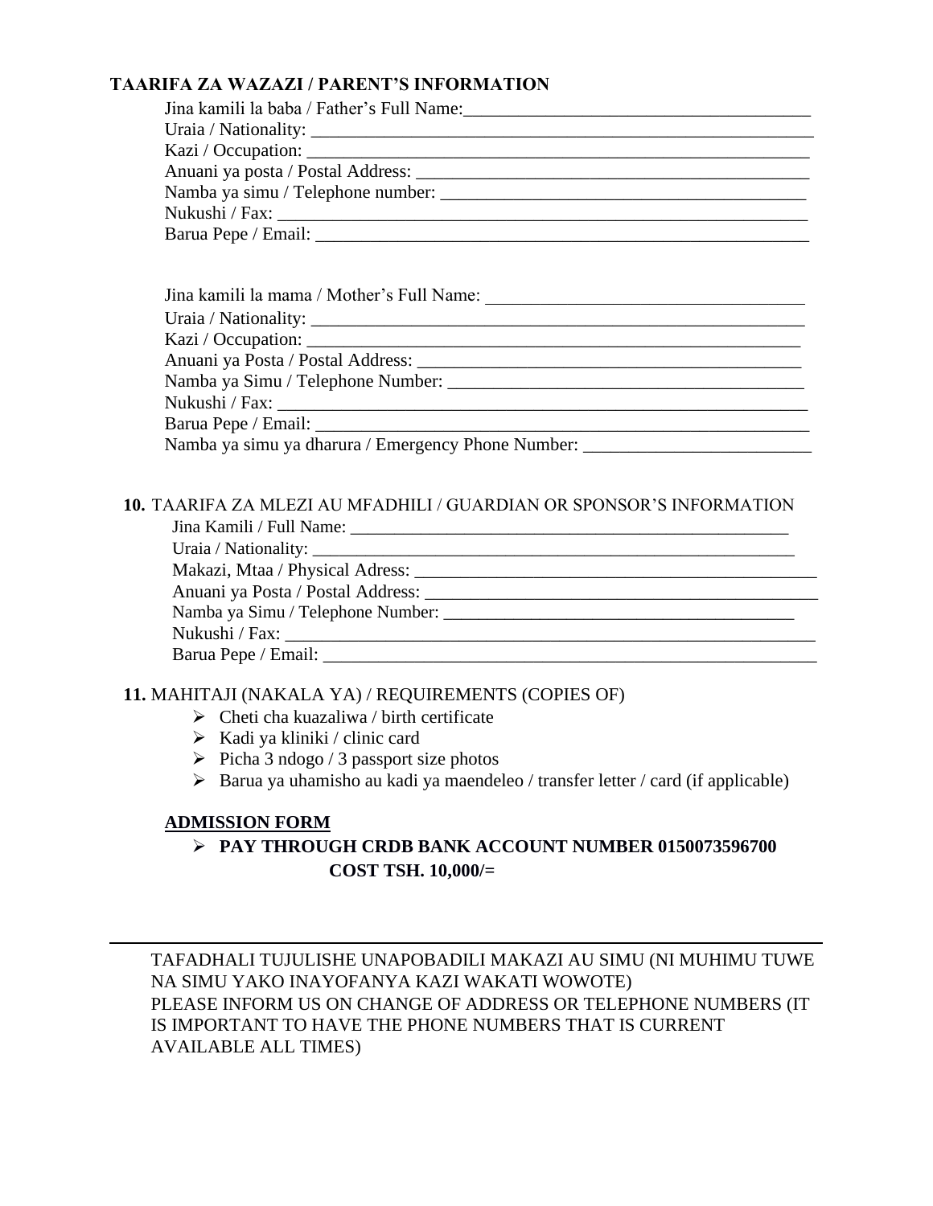**TAARIFA ZA WAZAZI / PARENT'S INFORMATION**

Jina kamili la baba / Father's Full Name:_______________________________________
Uraia / Nationality: ___________________________________________________________
Kazi / Occupation: ____________________________________________________________
Anuani ya posta / Postal Address: ______________________________________________
Namba ya simu / Telephone number: _____________________________________________
Nukushi / Fax: ________________________________________________________________
Barua Pepe / Email: ____________________________________________________________

Jina kamili la mama / Mother's Full Name: ___________________________________
Uraia / Nationality: _________________________________________________________
Kazi / Occupation: ___________________________________________________________
Anuani ya Posta / Postal Address: ____________________________________________
Namba ya Simu / Telephone Number: __________________________________________
Nukushi / Fax: ______________________________________________________________
Barua Pepe / Email: __________________________________________________________
Namba ya simu ya dharura / Emergency Phone Number: ___________________________

**10.** TAARIFA ZA MLEZI AU MFADHILI / GUARDIAN OR SPONSOR'S INFORMATION

Jina Kamili / Full Name: _____________________________________________________
Uraia / Nationality: _________________________________________________________
Makazi, Mtaa / Physical Adress: ______________________________________________
Anuani ya Posta / Postal Address: _____________________________________________
Namba ya Simu / Telephone Number: ___________________________________________
Nukushi / Fax: _______________________________________________________________
Barua Pepe / Email: ___________________________________________________________

**11.** MAHITAJI (NAKALA YA) / REQUIREMENTS (COPIES OF)

- Cheti cha kuazaliwa / birth certificate
- Kadi ya kliniki / clinic card
- Picha 3 ndogo / 3 passport size photos
- Barua ya uhamisho au kadi ya maendeleo / transfer letter / card (if applicable)

**ADMISSION FORM**

- **PAY THROUGH CRDB BANK ACCOUNT NUMBER 0150073596700**
  **COST TSH. 10,000/=**

---

TAFADHALI TUJULISHE UNAPOBADILI MAKAZI AU SIMU (NI MUHIMU TUWE NA SIMU YAKO INAYOFANYA KAZI WAKATI WOWOTE)
PLEASE INFORM US ON CHANGE OF ADDRESS OR TELEPHONE NUMBERS (IT IS IMPORTANT TO HAVE THE PHONE NUMBERS THAT IS CURRENT AVAILABLE ALL TIMES)